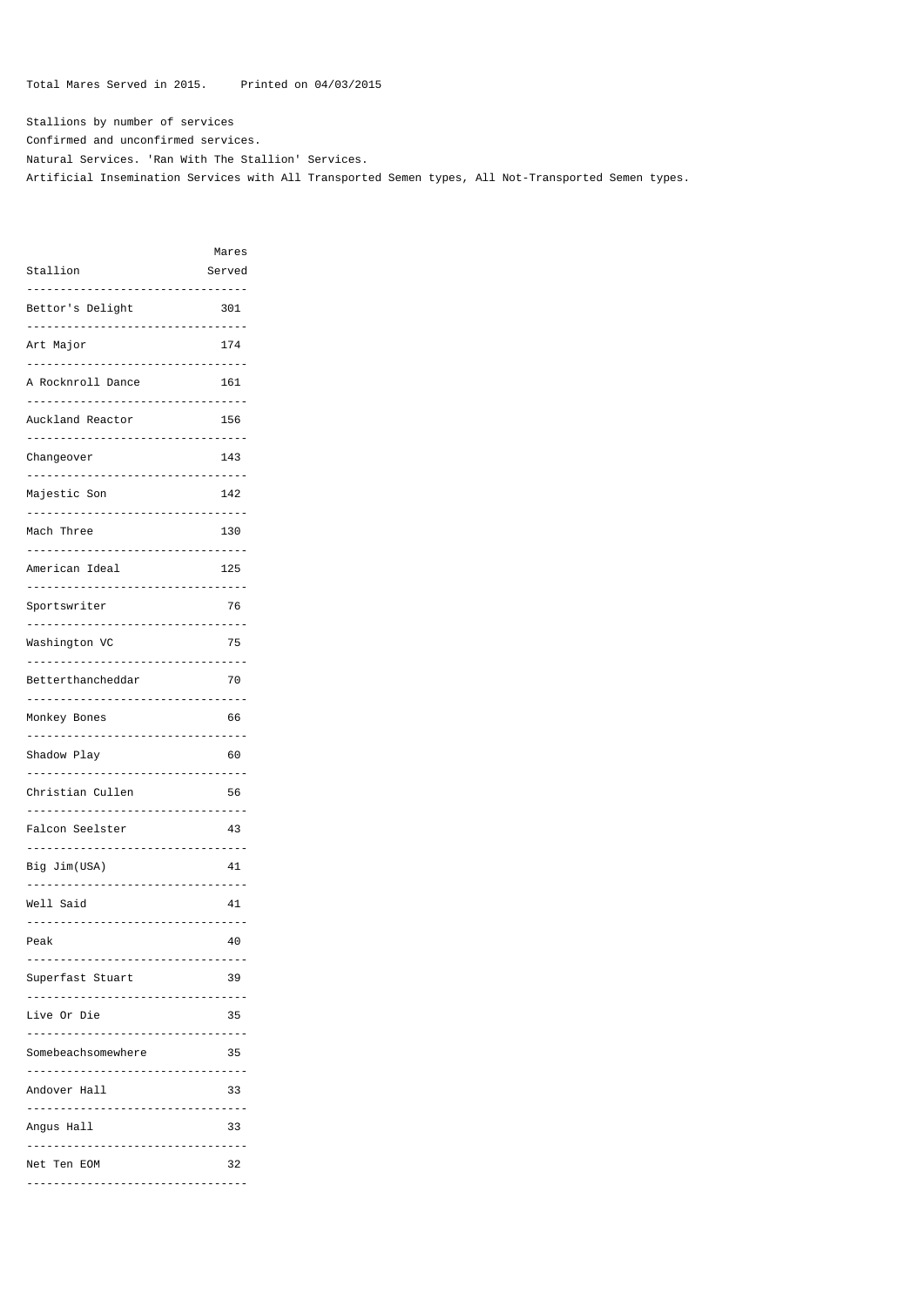Total Mares Served in 2015.     Printed on 04/03/2015

Stallions by number of services

Confirmed and unconfirmed services.

Natural Services. 'Ran With The Stallion' Services.

Artificial Insemination Services with All Transported Semen types, All Not-Transported Semen types.

| Stallion | Mares Served |
|---|---|
| Bettor's Delight | 301 |
| Art Major | 174 |
| A Rocknroll Dance | 161 |
| Auckland Reactor | 156 |
| Changeover | 143 |
| Majestic Son | 142 |
| Mach Three | 130 |
| American Ideal | 125 |
| Sportswriter | 76 |
| Washington VC | 75 |
| Betterthancheddar | 70 |
| Monkey Bones | 66 |
| Shadow Play | 60 |
| Christian Cullen | 56 |
| Falcon Seelster | 43 |
| Big Jim(USA) | 41 |
| Well Said | 41 |
| Peak | 40 |
| Superfast Stuart | 39 |
| Live Or Die | 35 |
| Somebeachsomewhere | 35 |
| Andover Hall | 33 |
| Angus Hall | 33 |
| Net Ten EOM | 32 |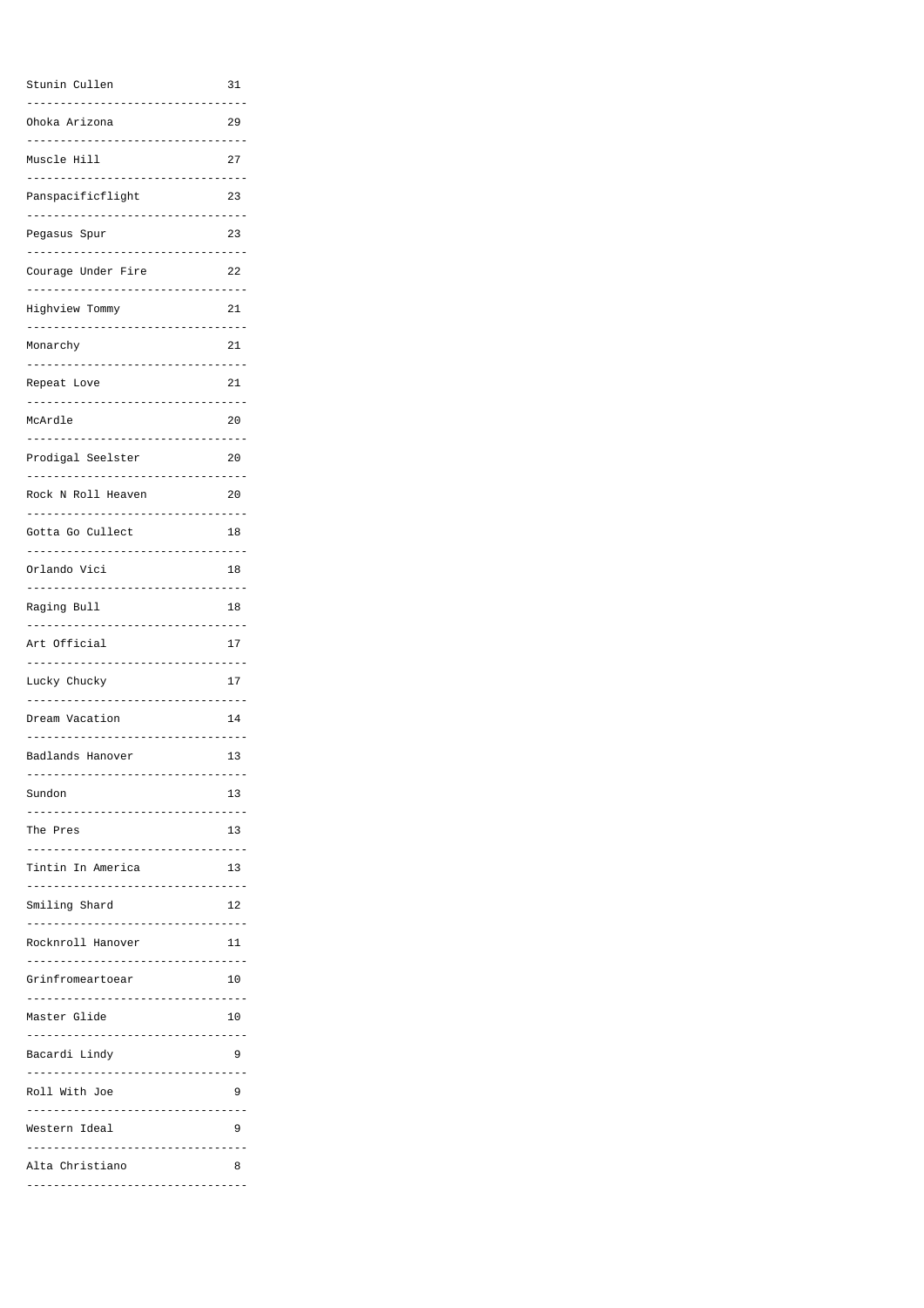| | |
|---|---|
| Stunin Cullen | 31 |
| Ohoka Arizona | 29 |
| Muscle Hill | 27 |
| Panspacificflight | 23 |
| Pegasus Spur | 23 |
| Courage Under Fire | 22 |
| Highview Tommy | 21 |
| Monarchy | 21 |
| Repeat Love | 21 |
| McArdle | 20 |
| Prodigal Seelster | 20 |
| Rock N Roll Heaven | 20 |
| Gotta Go Cullect | 18 |
| Orlando Vici | 18 |
| Raging Bull | 18 |
| Art Official | 17 |
| Lucky Chucky | 17 |
| Dream Vacation | 14 |
| Badlands Hanover | 13 |
| Sundon | 13 |
| The Pres | 13 |
| Tintin In America | 13 |
| Smiling Shard | 12 |
| Rocknroll Hanover | 11 |
| Grinfromeartoear | 10 |
| Master Glide | 10 |
| Bacardi Lindy | 9 |
| Roll With Joe | 9 |
| Western Ideal | 9 |
| Alta Christiano | 8 |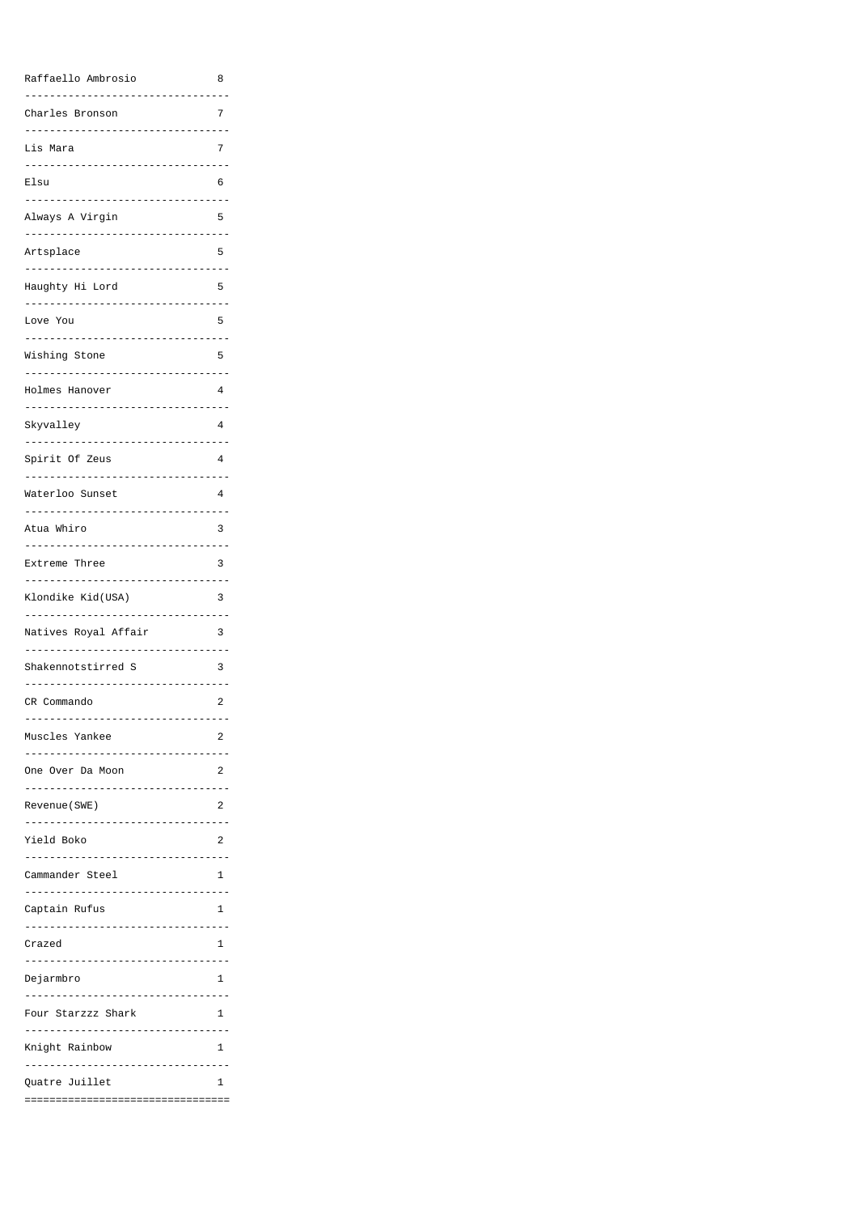| | |
|---|---|
| Raffaello Ambrosio | 8 |
| Charles Bronson | 7 |
| Lis Mara | 7 |
| Elsu | 6 |
| Always A Virgin | 5 |
| Artsplace | 5 |
| Haughty Hi Lord | 5 |
| Love You | 5 |
| Wishing Stone | 5 |
| Holmes Hanover | 4 |
| Skyvalley | 4 |
| Spirit Of Zeus | 4 |
| Waterloo Sunset | 4 |
| Atua Whiro | 3 |
| Extreme Three | 3 |
| Klondike Kid(USA) | 3 |
| Natives Royal Affair | 3 |
| Shakennotstirred S | 3 |
| CR Commando | 2 |
| Muscles Yankee | 2 |
| One Over Da Moon | 2 |
| Revenue(SWE) | 2 |
| Yield Boko | 2 |
| Cammander Steel | 1 |
| Captain Rufus | 1 |
| Crazed | 1 |
| Dejarmbro | 1 |
| Four Starzzz Shark | 1 |
| Knight Rainbow | 1 |
| Quatre Juillet | 1 |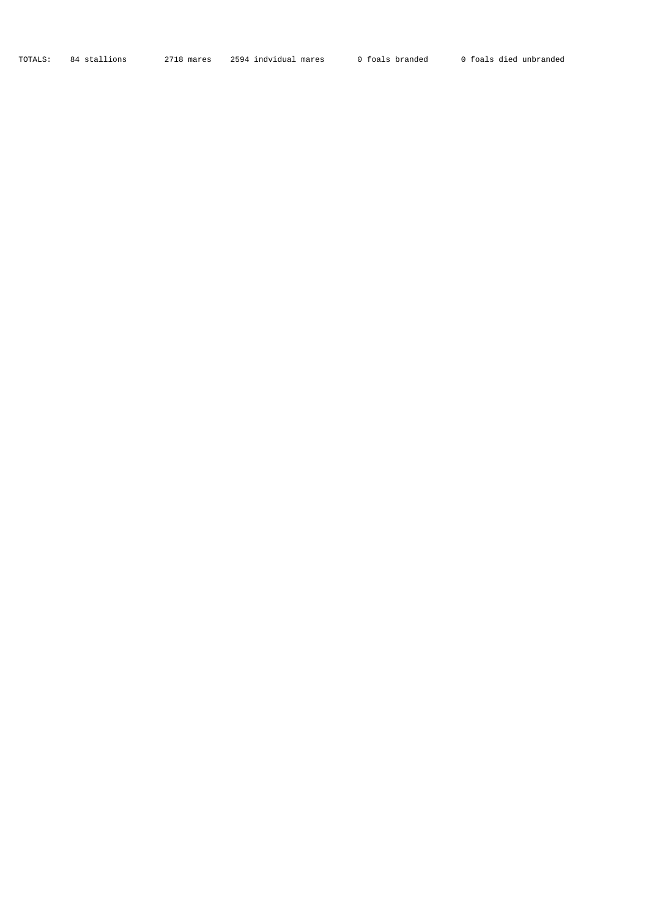TOTALS: 84 stallions 2718 mares 2594 indvidual mares 0 foals branded 0 foals died unbranded